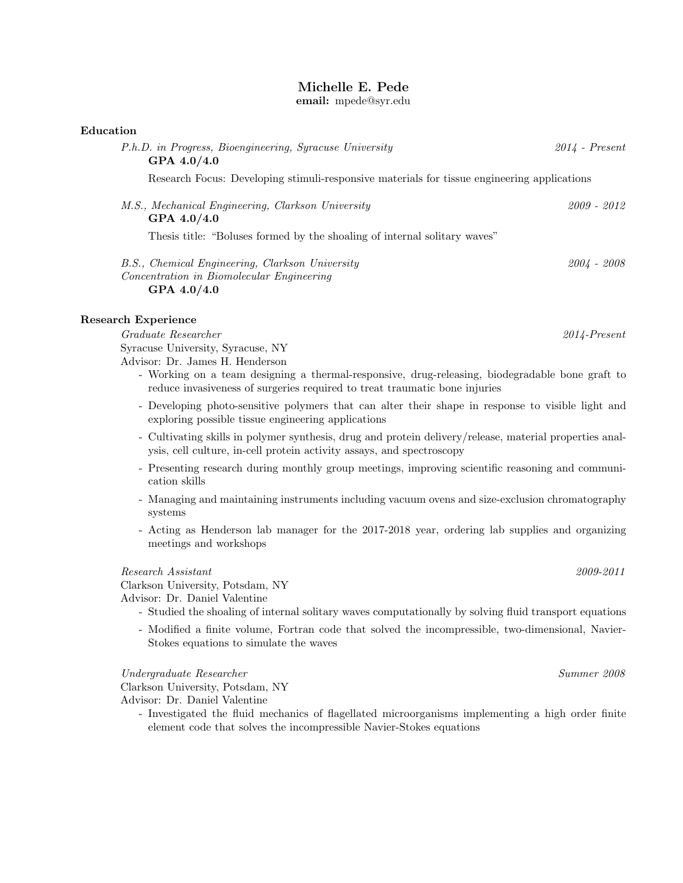# Michelle E. Pede

**email:** mpede@syr.edu

## Education

*P.h.D. in Progress, Bioengineering, Syracuse University* — *2014 - Present*
**GPA 4.0/4.0**

Research Focus: Developing stimuli-responsive materials for tissue engineering applications

*M.S., Mechanical Engineering, Clarkson University* — *2009 - 2012*
**GPA 4.0/4.0**

Thesis title: "Boluses formed by the shoaling of internal solitary waves"

*B.S., Chemical Engineering, Clarkson University* — *2004 - 2008*
*Concentration in Biomolecular Engineering*
**GPA 4.0/4.0**

## Research Experience

*Graduate Researcher* — *2014-Present*
Syracuse University, Syracuse, NY
Advisor: Dr. James H. Henderson

- Working on a team designing a thermal-responsive, drug-releasing, biodegradable bone graft to reduce invasiveness of surgeries required to treat traumatic bone injuries
- Developing photo-sensitive polymers that can alter their shape in response to visible light and exploring possible tissue engineering applications
- Cultivating skills in polymer synthesis, drug and protein delivery/release, material properties analysis, cell culture, in-cell protein activity assays, and spectroscopy
- Presenting research during monthly group meetings, improving scientific reasoning and communication skills
- Managing and maintaining instruments including vacuum ovens and size-exclusion chromatography systems
- Acting as Henderson lab manager for the 2017-2018 year, ordering lab supplies and organizing meetings and workshops

*Research Assistant* — *2009-2011*
Clarkson University, Potsdam, NY
Advisor: Dr. Daniel Valentine

- Studied the shoaling of internal solitary waves computationally by solving fluid transport equations
- Modified a finite volume, Fortran code that solved the incompressible, two-dimensional, Navier-Stokes equations to simulate the waves

*Undergraduate Researcher* — *Summer 2008*
Clarkson University, Potsdam, NY
Advisor: Dr. Daniel Valentine

- Investigated the fluid mechanics of flagellated microorganisms implementing a high order finite element code that solves the incompressible Navier-Stokes equations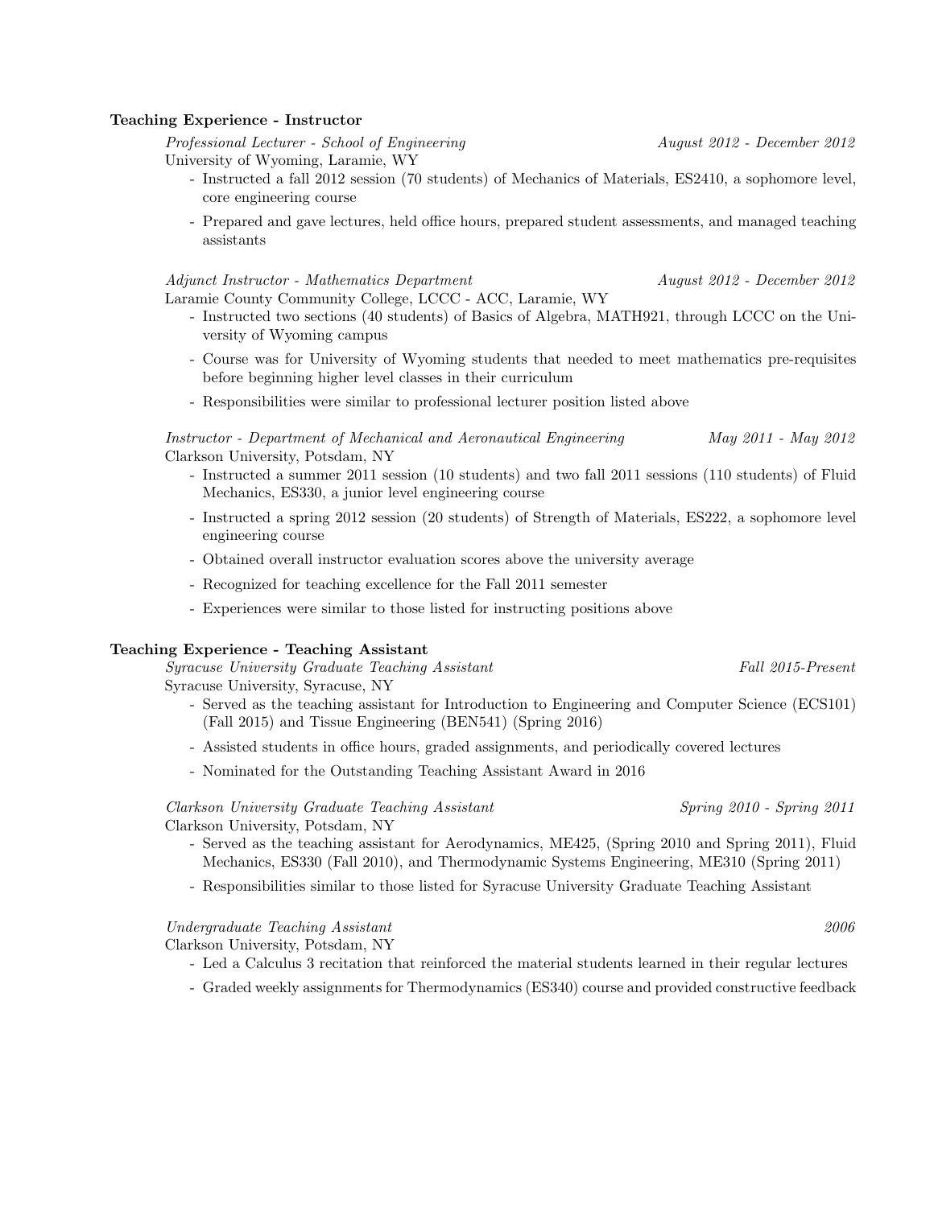## Teaching Experience - Instructor

*Professional Lecturer - School of Engineering* *August 2012 - December 2012*
University of Wyoming, Laramie, WY

- Instructed a fall 2012 session (70 students) of Mechanics of Materials, ES2410, a sophomore level, core engineering course
- Prepared and gave lectures, held office hours, prepared student assessments, and managed teaching assistants

*Adjunct Instructor - Mathematics Department* *August 2012 - December 2012*
Laramie County Community College, LCCC - ACC, Laramie, WY

- Instructed two sections (40 students) of Basics of Algebra, MATH921, through LCCC on the University of Wyoming campus
- Course was for University of Wyoming students that needed to meet mathematics pre-requisites before beginning higher level classes in their curriculum
- Responsibilities were similar to professional lecturer position listed above

*Instructor - Department of Mechanical and Aeronautical Engineering* *May 2011 - May 2012*
Clarkson University, Potsdam, NY

- Instructed a summer 2011 session (10 students) and two fall 2011 sessions (110 students) of Fluid Mechanics, ES330, a junior level engineering course
- Instructed a spring 2012 session (20 students) of Strength of Materials, ES222, a sophomore level engineering course
- Obtained overall instructor evaluation scores above the university average
- Recognized for teaching excellence for the Fall 2011 semester
- Experiences were similar to those listed for instructing positions above

## Teaching Experience - Teaching Assistant

*Syracuse University Graduate Teaching Assistant* *Fall 2015-Present*
Syracuse University, Syracuse, NY

- Served as the teaching assistant for Introduction to Engineering and Computer Science (ECS101) (Fall 2015) and Tissue Engineering (BEN541) (Spring 2016)
- Assisted students in office hours, graded assignments, and periodically covered lectures
- Nominated for the Outstanding Teaching Assistant Award in 2016

*Clarkson University Graduate Teaching Assistant* *Spring 2010 - Spring 2011*
Clarkson University, Potsdam, NY

- Served as the teaching assistant for Aerodynamics, ME425, (Spring 2010 and Spring 2011), Fluid Mechanics, ES330 (Fall 2010), and Thermodynamic Systems Engineering, ME310 (Spring 2011)
- Responsibilities similar to those listed for Syracuse University Graduate Teaching Assistant

*Undergraduate Teaching Assistant* *2006*
Clarkson University, Potsdam, NY

- Led a Calculus 3 recitation that reinforced the material students learned in their regular lectures
- Graded weekly assignments for Thermodynamics (ES340) course and provided constructive feedback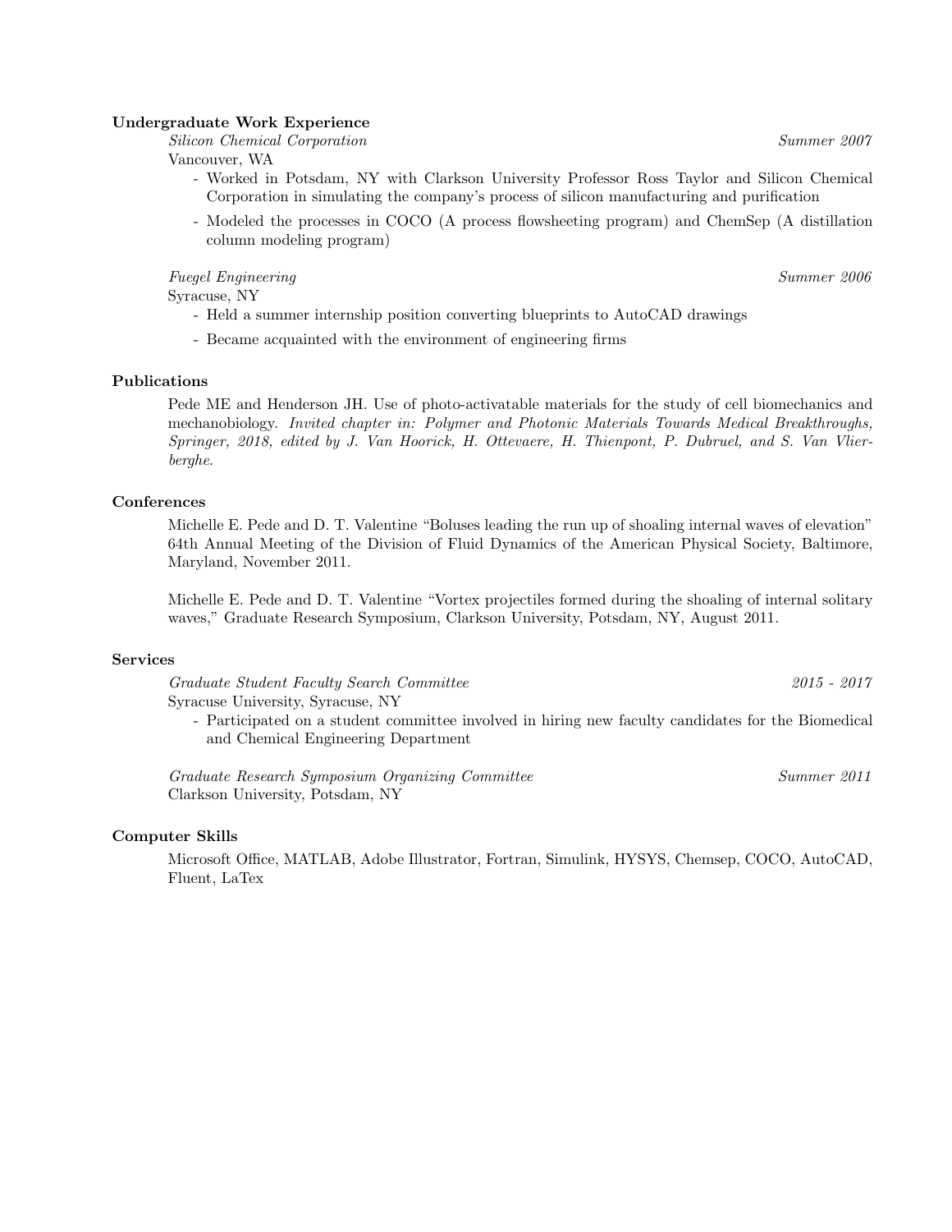### Undergraduate Work Experience

*Silicon Chemical Corporation* — *Summer 2007*
Vancouver, WA

- Worked in Potsdam, NY with Clarkson University Professor Ross Taylor and Silicon Chemical Corporation in simulating the company's process of silicon manufacturing and purification
- Modeled the processes in COCO (A process flowsheeting program) and ChemSep (A distillation column modeling program)

*Fuegel Engineering* — *Summer 2006*
Syracuse, NY

- Held a summer internship position converting blueprints to AutoCAD drawings
- Became acquainted with the environment of engineering firms

### Publications

Pede ME and Henderson JH. Use of photo-activatable materials for the study of cell biomechanics and mechanobiology. *Invited chapter in: Polymer and Photonic Materials Towards Medical Breakthroughs, Springer, 2018, edited by J. Van Hoorick, H. Ottevaere, H. Thienpont, P. Dubruel, and S. Van Vlierberghe.*

### Conferences

Michelle E. Pede and D. T. Valentine "Boluses leading the run up of shoaling internal waves of elevation" 64th Annual Meeting of the Division of Fluid Dynamics of the American Physical Society, Baltimore, Maryland, November 2011.

Michelle E. Pede and D. T. Valentine "Vortex projectiles formed during the shoaling of internal solitary waves," Graduate Research Symposium, Clarkson University, Potsdam, NY, August 2011.

### Services

*Graduate Student Faculty Search Committee* — *2015 - 2017*
Syracuse University, Syracuse, NY

- Participated on a student committee involved in hiring new faculty candidates for the Biomedical and Chemical Engineering Department

*Graduate Research Symposium Organizing Committee* — *Summer 2011*
Clarkson University, Potsdam, NY

### Computer Skills

Microsoft Office, MATLAB, Adobe Illustrator, Fortran, Simulink, HYSYS, Chemsep, COCO, AutoCAD, Fluent, LaTex